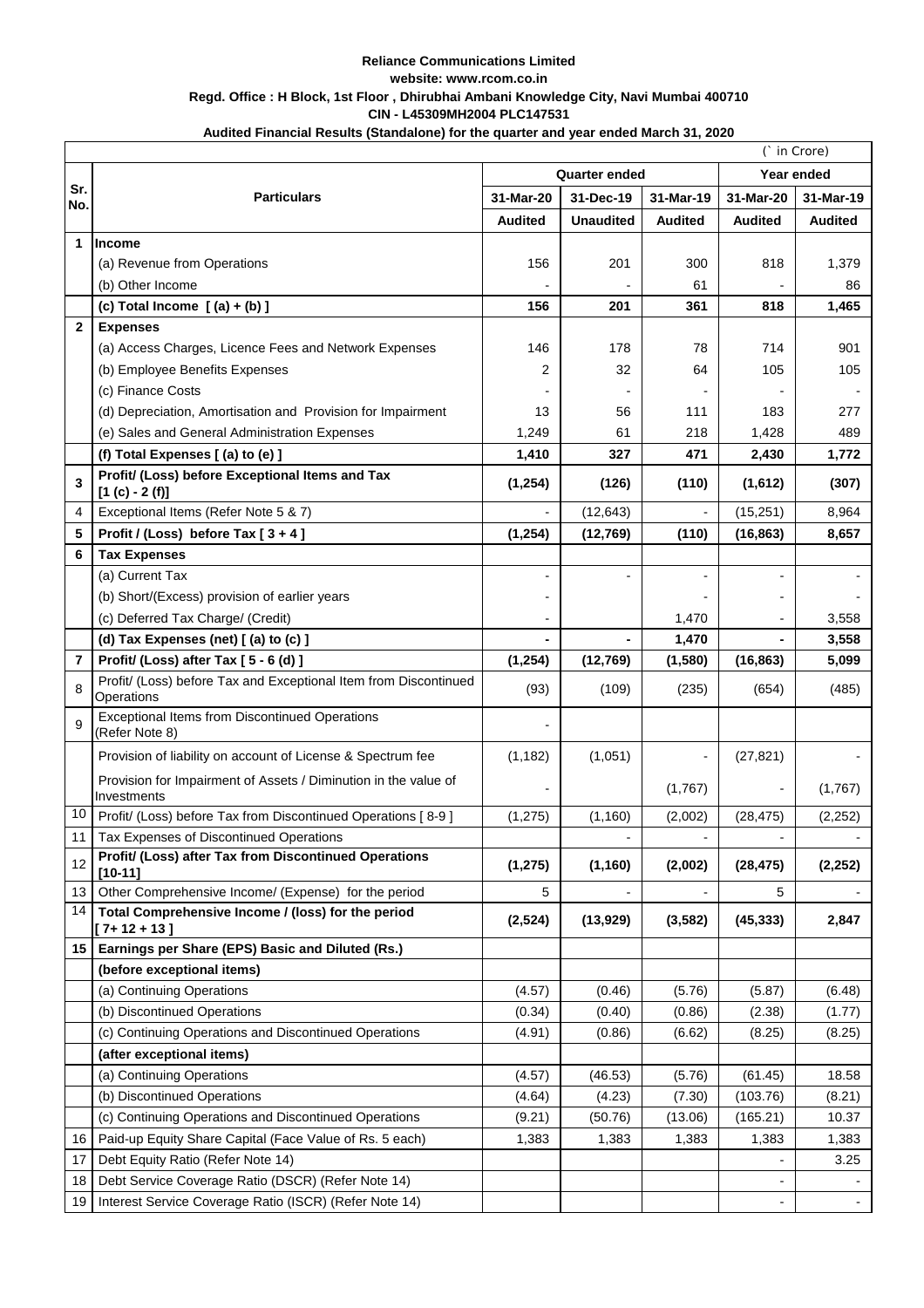**Reliance Communications Limited**

**website: www.rcom.co.in**

**Regd. Office : H Block, 1st Floor , Dhirubhai Ambani Knowledge City, Navi Mumbai 400710**

**CIN - L45309MH2004 PLC147531**

**Audited Financial Results (Standalone) for the quarter and year ended March 31, 2020**

(` in Crore)

| Sr. No. | Particulars | Quarter ended | | | Year ended | |
|---|---|---|---|---|---|---|
| | | 31-Mar-20 | 31-Dec-19 | 31-Mar-19 | 31-Mar-20 | 31-Mar-19 |
| | | Audited | Unaudited | Audited | Audited | Audited |
| **1** | **Income** | | | | | |
| | (a) Revenue from Operations | 156 | 201 | 300 | 818 | 1,379 |
| | (b) Other Income | - | - | 61 | - | 86 |
| | **(c) Total Income [ (a) + (b) ]** | **156** | **201** | **361** | **818** | **1,465** |
| **2** | **Expenses** | | | | | |
| | (a) Access Charges, Licence Fees and Network Expenses | 146 | 178 | 78 | 714 | 901 |
| | (b) Employee Benefits Expenses | 2 | 32 | 64 | 105 | 105 |
| | (c) Finance Costs | - | - | - | - | - |
| | (d) Depreciation, Amortisation and Provision for Impairment | 13 | 56 | 111 | 183 | 277 |
| | (e) Sales and General Administration Expenses | 1,249 | 61 | 218 | 1,428 | 489 |
| | **(f) Total Expenses [ (a) to (e) ]** | **1,410** | **327** | **471** | **2,430** | **1,772** |
| **3** | **Profit/ (Loss) before Exceptional Items and Tax [1 (c) - 2 (f)]** | **(1,254)** | **(126)** | **(110)** | **(1,612)** | **(307)** |
| 4 | Exceptional Items (Refer Note 5 & 7) | - | (12,643) | - | (15,251) | 8,964 |
| **5** | **Profit / (Loss) before Tax [ 3 + 4 ]** | **(1,254)** | **(12,769)** | **(110)** | **(16,863)** | **8,657** |
| **6** | **Tax Expenses** | | | | | |
| | (a) Current Tax | - | - | - | - | - |
| | (b) Short/(Excess) provision of earlier years | - | | - | - | - |
| | (c) Deferred Tax Charge/ (Credit) | - | | 1,470 | - | 3,558 |
| | **(d) Tax Expenses (net) [ (a) to (c) ]** | **-** | **-** | **1,470** | **-** | **3,558** |
| **7** | **Profit/ (Loss) after Tax [ 5 - 6 (d) ]** | **(1,254)** | **(12,769)** | **(1,580)** | **(16,863)** | **5,099** |
| 8 | Profit/ (Loss) before Tax and Exceptional Item from Discontinued Operations | (93) | (109) | (235) | (654) | (485) |
| 9 | Exceptional Items from Discontinued Operations (Refer Note 8) | - | | | | |
| | Provision of liability on account of License & Spectrum fee | (1,182) | (1,051) | - | (27,821) | - |
| | Provision for Impairment of Assets / Diminution in the value of Investments | - | | (1,767) | - | (1,767) |
| 10 | Profit/ (Loss) before Tax from Discontinued Operations [ 8-9 ] | (1,275) | (1,160) | (2,002) | (28,475) | (2,252) |
| 11 | Tax Expenses of Discontinued Operations | | - | - | - | - |
| 12 | **Profit/ (Loss) after Tax from Discontinued Operations [10-11]** | **(1,275)** | **(1,160)** | **(2,002)** | **(28,475)** | **(2,252)** |
| 13 | Other Comprehensive Income/ (Expense) for the period | 5 | - | - | 5 | - |
| 14 | **Total Comprehensive Income / (loss) for the period [ 7+ 12 + 13 ]** | **(2,524)** | **(13,929)** | **(3,582)** | **(45,333)** | **2,847** |
| **15** | **Earnings per Share (EPS) Basic and Diluted (Rs.)** | | | | | |
| | **(before exceptional items)** | | | | | |
| | (a) Continuing Operations | (4.57) | (0.46) | (5.76) | (5.87) | (6.48) |
| | (b) Discontinued Operations | (0.34) | (0.40) | (0.86) | (2.38) | (1.77) |
| | (c) Continuing Operations and Discontinued Operations | (4.91) | (0.86) | (6.62) | (8.25) | (8.25) |
| | **(after exceptional items)** | | | | | |
| | (a) Continuing Operations | (4.57) | (46.53) | (5.76) | (61.45) | 18.58 |
| | (b) Discontinued Operations | (4.64) | (4.23) | (7.30) | (103.76) | (8.21) |
| | (c) Continuing Operations and Discontinued Operations | (9.21) | (50.76) | (13.06) | (165.21) | 10.37 |
| 16 | Paid-up Equity Share Capital (Face Value of Rs. 5 each) | 1,383 | 1,383 | 1,383 | 1,383 | 1,383 |
| 17 | Debt Equity Ratio (Refer Note 14) | | | | - | 3.25 |
| 18 | Debt Service Coverage Ratio (DSCR) (Refer Note 14) | | | | - | - |
| 19 | Interest Service Coverage Ratio (ISCR) (Refer Note 14) | | | | - | - |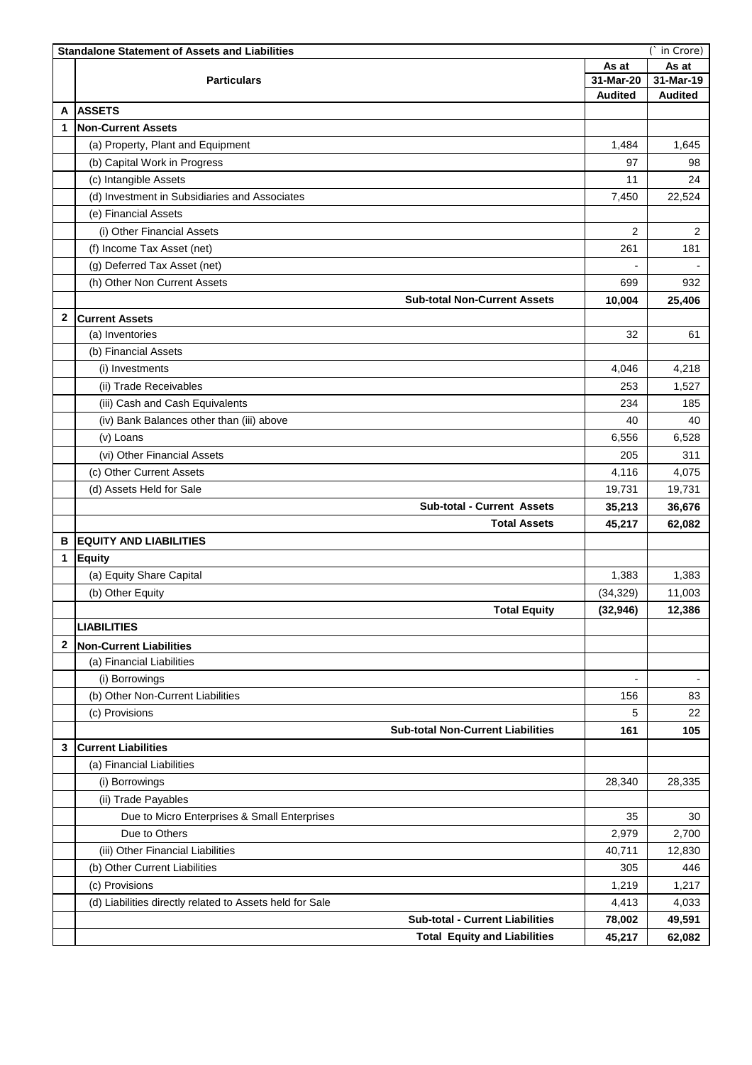| | Standalone Statement of Assets and Liabilities | | (` in Crore) |
|---|---|---|---|
| | **Particulars** | **As at 31-Mar-20 Audited** | **As at 31-Mar-19 Audited** |
| **A** | **ASSETS** | | |
| **1** | **Non-Current Assets** | | |
| | (a) Property, Plant and Equipment | 1,484 | 1,645 |
| | (b) Capital Work in Progress | 97 | 98 |
| | (c) Intangible Assets | 11 | 24 |
| | (d) Investment in Subsidiaries and Associates | 7,450 | 22,524 |
| | (e) Financial Assets | | |
| | (i) Other Financial Assets | 2 | 2 |
| | (f) Income Tax Asset (net) | 261 | 181 |
| | (g) Deferred Tax Asset (net) | - | - |
| | (h) Other Non Current Assets | 699 | 932 |
| | **Sub-total Non-Current Assets** | **10,004** | **25,406** |
| **2** | **Current Assets** | | |
| | (a) Inventories | 32 | 61 |
| | (b) Financial Assets | | |
| | (i) Investments | 4,046 | 4,218 |
| | (ii) Trade Receivables | 253 | 1,527 |
| | (iii) Cash and Cash Equivalents | 234 | 185 |
| | (iv) Bank Balances other than (iii) above | 40 | 40 |
| | (v) Loans | 6,556 | 6,528 |
| | (vi) Other Financial Assets | 205 | 311 |
| | (c) Other Current Assets | 4,116 | 4,075 |
| | (d) Assets Held for Sale | 19,731 | 19,731 |
| | **Sub-total - Current Assets** | **35,213** | **36,676** |
| | **Total Assets** | **45,217** | **62,082** |
| **B** | **EQUITY AND LIABILITIES** | | |
| **1** | **Equity** | | |
| | (a) Equity Share Capital | 1,383 | 1,383 |
| | (b) Other Equity | (34,329) | 11,003 |
| | **Total Equity** | **(32,946)** | **12,386** |
| | **LIABILITIES** | | |
| **2** | **Non-Current Liabilities** | | |
| | (a) Financial Liabilities | | |
| | (i) Borrowings | - | - |
| | (b) Other Non-Current Liabilities | 156 | 83 |
| | (c) Provisions | 5 | 22 |
| | **Sub-total Non-Current Liabilities** | **161** | **105** |
| **3** | **Current Liabilities** | | |
| | (a) Financial Liabilities | | |
| | (i) Borrowings | 28,340 | 28,335 |
| | (ii) Trade Payables | | |
| | Due to Micro Enterprises & Small Enterprises | 35 | 30 |
| | Due to Others | 2,979 | 2,700 |
| | (iii) Other Financial Liabilities | 40,711 | 12,830 |
| | (b) Other Current Liabilities | 305 | 446 |
| | (c) Provisions | 1,219 | 1,217 |
| | (d) Liabilities directly related to Assets held for Sale | 4,413 | 4,033 |
| | **Sub-total - Current Liabilities** | **78,002** | **49,591** |
| | **Total Equity and Liabilities** | **45,217** | **62,082** |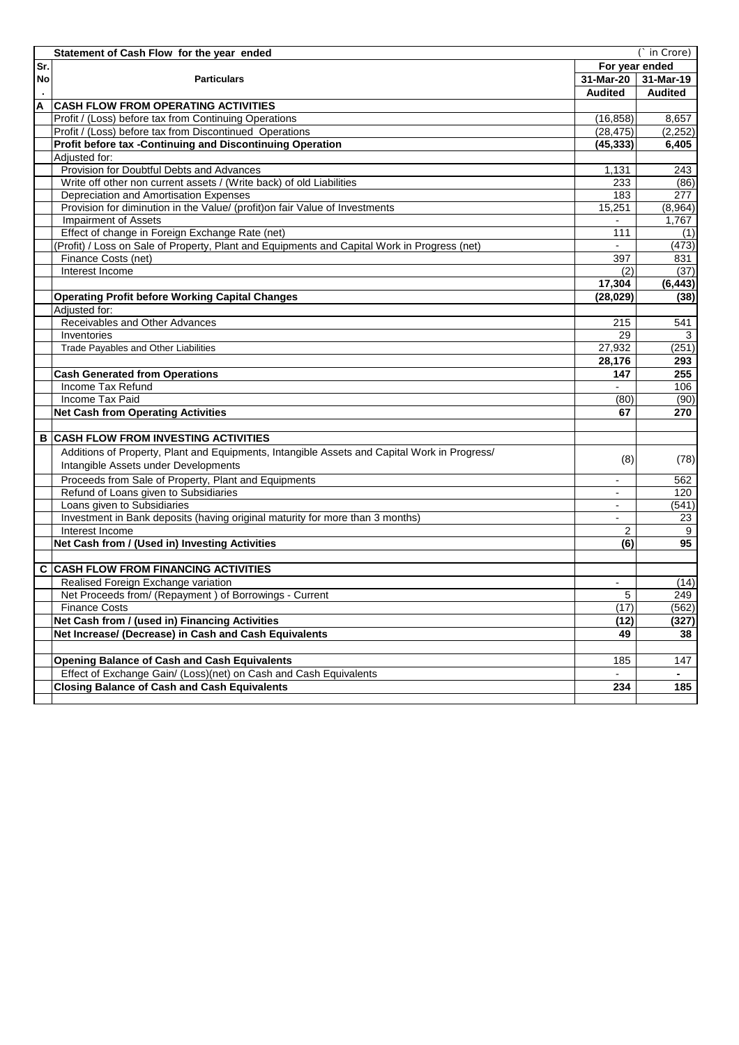| Sr. No. | Statement of Cash Flow for the year ended | (` in Crore) | |
|---|---|---|---|
| | | For year ended | |
| | Particulars | 31-Mar-20 | 31-Mar-19 |
| | | Audited | Audited |
| A | **CASH FLOW FROM OPERATING ACTIVITIES** | | |
| | Profit / (Loss) before tax from Continuing Operations | (16,858) | 8,657 |
| | Profit / (Loss) before tax from Discontinued Operations | (28,475) | (2,252) |
| | **Profit before tax -Continuing and Discontinuing Operation** | **(45,333)** | **6,405** |
| | Adjusted for: | | |
| | Provision for Doubtful Debts and Advances | 1,131 | 243 |
| | Write off other non current assets / (Write back) of old Liabilities | 233 | (86) |
| | Depreciation and Amortisation Expenses | 183 | 277 |
| | Provision for diminution in the Value/ (profit)on fair Value of Investments | 15,251 | (8,964) |
| | Impairment of Assets | - | 1,767 |
| | Effect of change in Foreign Exchange Rate (net) | 111 | (1) |
| | (Profit) / Loss on Sale of Property, Plant and Equipments and Capital Work in Progress (net) | - | (473) |
| | Finance Costs (net) | 397 | 831 |
| | Interest Income | (2) | (37) |
| | | **17,304** | **(6,443)** |
| | **Operating Profit before Working Capital Changes** | **(28,029)** | **(38)** |
| | Adjusted for: | | |
| | Receivables and Other Advances | 215 | 541 |
| | Inventories | 29 | 3 |
| | Trade Payables and Other Liabilities | 27,932 | (251) |
| | | **28,176** | **293** |
| | **Cash Generated from Operations** | **147** | **255** |
| | Income Tax Refund | - | 106 |
| | Income Tax Paid | (80) | (90) |
| | **Net Cash from Operating Activities** | **67** | **270** |
| | | | |
| B | **CASH FLOW FROM INVESTING ACTIVITIES** | | |
| | Additions of Property, Plant and Equipments, Intangible Assets and Capital Work in Progress/ Intangible Assets under Developments | (8) | (78) |
| | Proceeds from Sale of Property, Plant and Equipments | - | 562 |
| | Refund of Loans given to Subsidiaries | - | 120 |
| | Loans given to Subsidiaries | - | (541) |
| | Investment in Bank deposits (having original maturity for more than 3 months) | - | 23 |
| | Interest Income | 2 | 9 |
| | **Net Cash from / (Used in) Investing Activities** | **(6)** | **95** |
| | | | |
| C | **CASH FLOW FROM FINANCING ACTIVITIES** | | |
| | Realised Foreign Exchange variation | - | (14) |
| | Net Proceeds from/ (Repayment ) of Borrowings - Current | 5 | 249 |
| | Finance Costs | (17) | (562) |
| | **Net Cash from / (used in) Financing Activities** | **(12)** | **(327)** |
| | **Net Increase/ (Decrease) in Cash and Cash Equivalents** | **49** | **38** |
| | | | |
| | **Opening Balance of Cash and Cash Equivalents** | 185 | 147 |
| | Effect of Exchange Gain/ (Loss)(net) on Cash and Cash Equivalents | - | - |
| | **Closing Balance of Cash and Cash Equivalents** | **234** | **185** |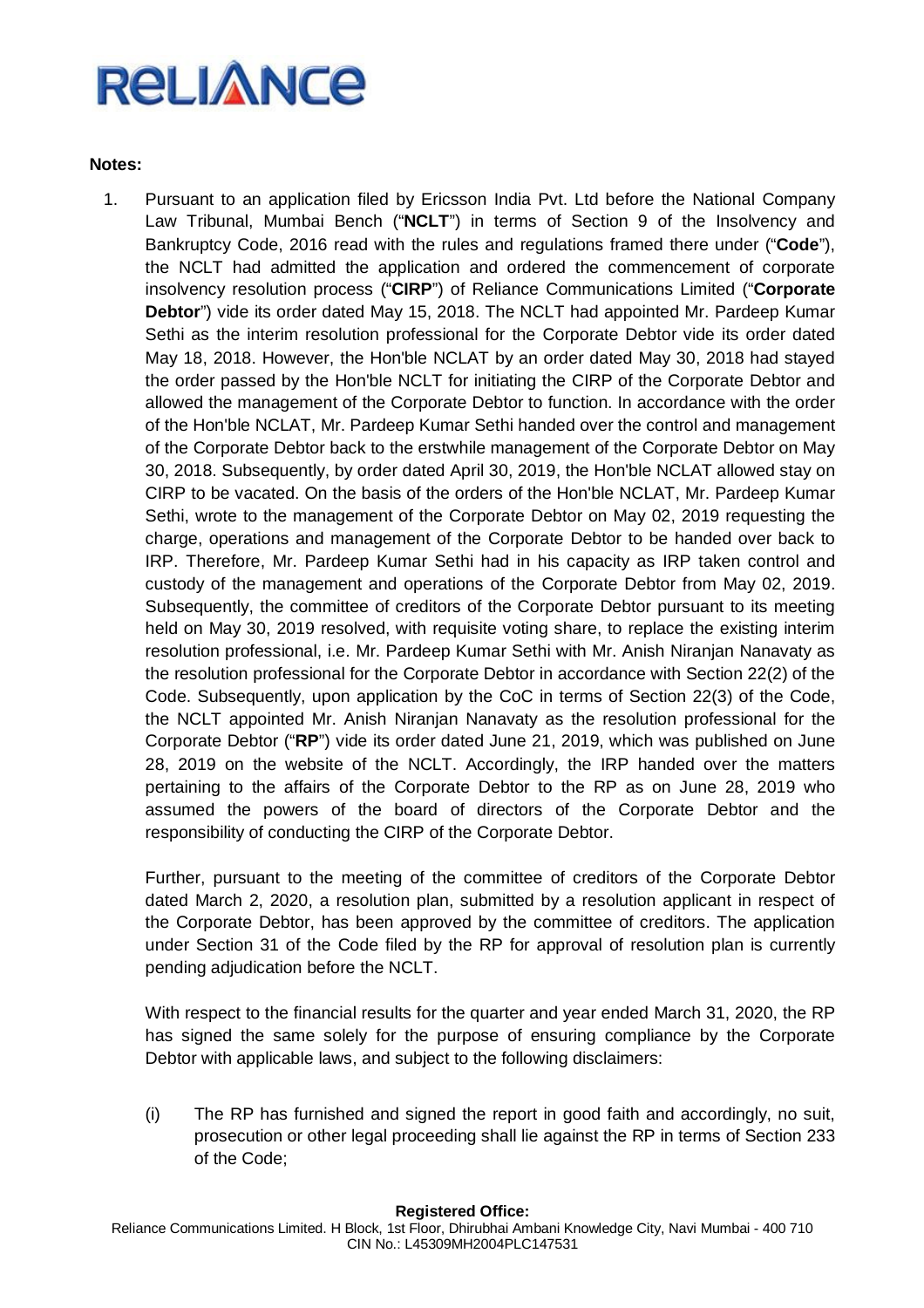**Notes:**

1. Pursuant to an application filed by Ericsson India Pvt. Ltd before the National Company Law Tribunal, Mumbai Bench ("**NCLT**") in terms of Section 9 of the Insolvency and Bankruptcy Code, 2016 read with the rules and regulations framed there under ("**Code**"), the NCLT had admitted the application and ordered the commencement of corporate insolvency resolution process ("**CIRP**") of Reliance Communications Limited ("**Corporate Debtor**") vide its order dated May 15, 2018. The NCLT had appointed Mr. Pardeep Kumar Sethi as the interim resolution professional for the Corporate Debtor vide its order dated May 18, 2018. However, the Hon'ble NCLAT by an order dated May 30, 2018 had stayed the order passed by the Hon'ble NCLT for initiating the CIRP of the Corporate Debtor and allowed the management of the Corporate Debtor to function. In accordance with the order of the Hon'ble NCLAT, Mr. Pardeep Kumar Sethi handed over the control and management of the Corporate Debtor back to the erstwhile management of the Corporate Debtor on May 30, 2018. Subsequently, by order dated April 30, 2019, the Hon'ble NCLAT allowed stay on CIRP to be vacated. On the basis of the orders of the Hon'ble NCLAT, Mr. Pardeep Kumar Sethi, wrote to the management of the Corporate Debtor on May 02, 2019 requesting the charge, operations and management of the Corporate Debtor to be handed over back to IRP. Therefore, Mr. Pardeep Kumar Sethi had in his capacity as IRP taken control and custody of the management and operations of the Corporate Debtor from May 02, 2019. Subsequently, the committee of creditors of the Corporate Debtor pursuant to its meeting held on May 30, 2019 resolved, with requisite voting share, to replace the existing interim resolution professional, i.e. Mr. Pardeep Kumar Sethi with Mr. Anish Niranjan Nanavaty as the resolution professional for the Corporate Debtor in accordance with Section 22(2) of the Code. Subsequently, upon application by the CoC in terms of Section 22(3) of the Code, the NCLT appointed Mr. Anish Niranjan Nanavaty as the resolution professional for the Corporate Debtor ("**RP**") vide its order dated June 21, 2019, which was published on June 28, 2019 on the website of the NCLT. Accordingly, the IRP handed over the matters pertaining to the affairs of the Corporate Debtor to the RP as on June 28, 2019 who assumed the powers of the board of directors of the Corporate Debtor and the responsibility of conducting the CIRP of the Corporate Debtor.

   Further, pursuant to the meeting of the committee of creditors of the Corporate Debtor dated March 2, 2020, a resolution plan, submitted by a resolution applicant in respect of the Corporate Debtor, has been approved by the committee of creditors. The application under Section 31 of the Code filed by the RP for approval of resolution plan is currently pending adjudication before the NCLT.

   With respect to the financial results for the quarter and year ended March 31, 2020, the RP has signed the same solely for the purpose of ensuring compliance by the Corporate Debtor with applicable laws, and subject to the following disclaimers:

   (i) The RP has furnished and signed the report in good faith and accordingly, no suit, prosecution or other legal proceeding shall lie against the RP in terms of Section 233 of the Code;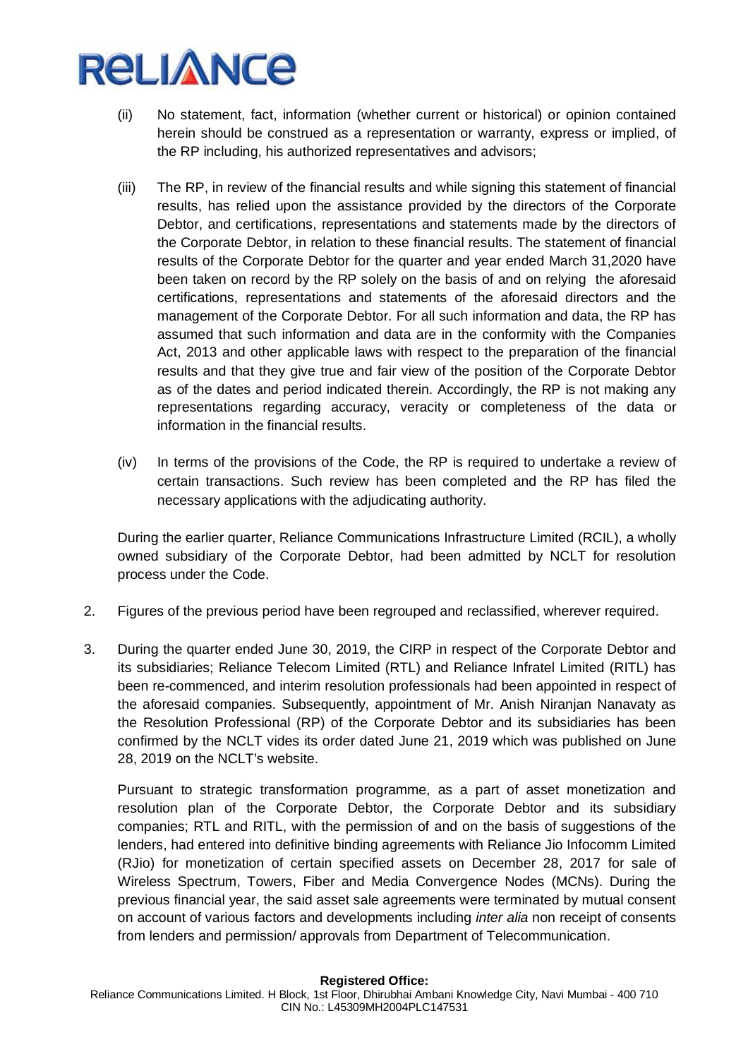(ii) No statement, fact, information (whether current or historical) or opinion contained herein should be construed as a representation or warranty, express or implied, of the RP including, his authorized representatives and advisors;

(iii) The RP, in review of the financial results and while signing this statement of financial results, has relied upon the assistance provided by the directors of the Corporate Debtor, and certifications, representations and statements made by the directors of the Corporate Debtor, in relation to these financial results. The statement of financial results of the Corporate Debtor for the quarter and year ended March 31,2020 have been taken on record by the RP solely on the basis of and on relying the aforesaid certifications, representations and statements of the aforesaid directors and the management of the Corporate Debtor. For all such information and data, the RP has assumed that such information and data are in the conformity with the Companies Act, 2013 and other applicable laws with respect to the preparation of the financial results and that they give true and fair view of the position of the Corporate Debtor as of the dates and period indicated therein. Accordingly, the RP is not making any representations regarding accuracy, veracity or completeness of the data or information in the financial results.

(iv) In terms of the provisions of the Code, the RP is required to undertake a review of certain transactions. Such review has been completed and the RP has filed the necessary applications with the adjudicating authority.

During the earlier quarter, Reliance Communications Infrastructure Limited (RCIL), a wholly owned subsidiary of the Corporate Debtor, had been admitted by NCLT for resolution process under the Code.

2. Figures of the previous period have been regrouped and reclassified, wherever required.

3. During the quarter ended June 30, 2019, the CIRP in respect of the Corporate Debtor and its subsidiaries; Reliance Telecom Limited (RTL) and Reliance Infratel Limited (RITL) has been re-commenced, and interim resolution professionals had been appointed in respect of the aforesaid companies. Subsequently, appointment of Mr. Anish Niranjan Nanavaty as the Resolution Professional (RP) of the Corporate Debtor and its subsidiaries has been confirmed by the NCLT vides its order dated June 21, 2019 which was published on June 28, 2019 on the NCLT's website.

   Pursuant to strategic transformation programme, as a part of asset monetization and resolution plan of the Corporate Debtor, the Corporate Debtor and its subsidiary companies; RTL and RITL, with the permission of and on the basis of suggestions of the lenders, had entered into definitive binding agreements with Reliance Jio Infocomm Limited (RJio) for monetization of certain specified assets on December 28, 2017 for sale of Wireless Spectrum, Towers, Fiber and Media Convergence Nodes (MCNs). During the previous financial year, the said asset sale agreements were terminated by mutual consent on account of various factors and developments including *inter alia* non receipt of consents from lenders and permission/ approvals from Department of Telecommunication.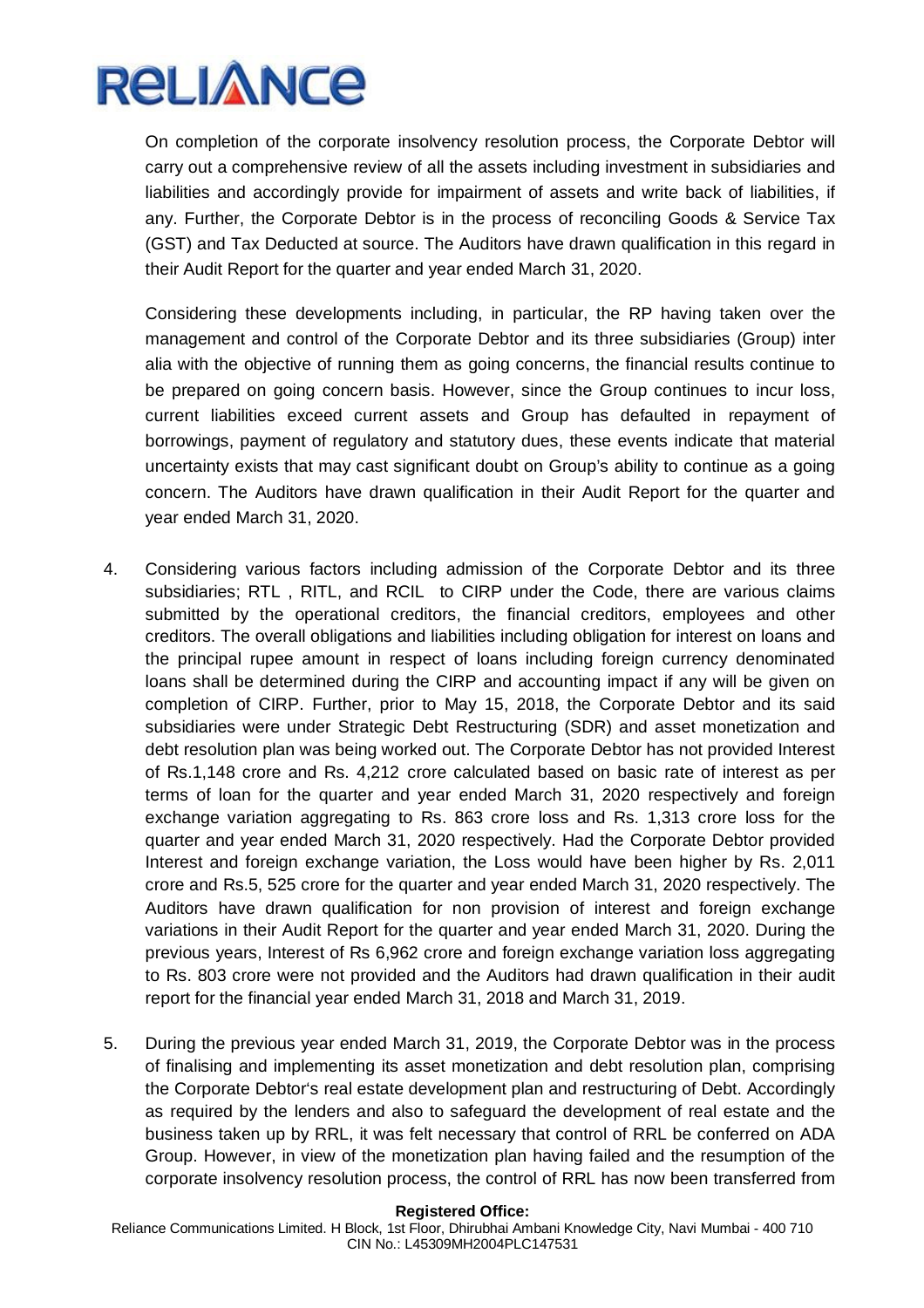On completion of the corporate insolvency resolution process, the Corporate Debtor will carry out a comprehensive review of all the assets including investment in subsidiaries and liabilities and accordingly provide for impairment of assets and write back of liabilities, if any. Further, the Corporate Debtor is in the process of reconciling Goods & Service Tax (GST) and Tax Deducted at source. The Auditors have drawn qualification in this regard in their Audit Report for the quarter and year ended March 31, 2020.

Considering these developments including, in particular, the RP having taken over the management and control of the Corporate Debtor and its three subsidiaries (Group) inter alia with the objective of running them as going concerns, the financial results continue to be prepared on going concern basis. However, since the Group continues to incur loss, current liabilities exceed current assets and Group has defaulted in repayment of borrowings, payment of regulatory and statutory dues, these events indicate that material uncertainty exists that may cast significant doubt on Group's ability to continue as a going concern. The Auditors have drawn qualification in their Audit Report for the quarter and year ended March 31, 2020.

4. Considering various factors including admission of the Corporate Debtor and its three subsidiaries; RTL , RITL, and RCIL to CIRP under the Code, there are various claims submitted by the operational creditors, the financial creditors, employees and other creditors. The overall obligations and liabilities including obligation for interest on loans and the principal rupee amount in respect of loans including foreign currency denominated loans shall be determined during the CIRP and accounting impact if any will be given on completion of CIRP. Further, prior to May 15, 2018, the Corporate Debtor and its said subsidiaries were under Strategic Debt Restructuring (SDR) and asset monetization and debt resolution plan was being worked out. The Corporate Debtor has not provided Interest of Rs.1,148 crore and Rs. 4,212 crore calculated based on basic rate of interest as per terms of loan for the quarter and year ended March 31, 2020 respectively and foreign exchange variation aggregating to Rs. 863 crore loss and Rs. 1,313 crore loss for the quarter and year ended March 31, 2020 respectively. Had the Corporate Debtor provided Interest and foreign exchange variation, the Loss would have been higher by Rs. 2,011 crore and Rs.5, 525 crore for the quarter and year ended March 31, 2020 respectively. The Auditors have drawn qualification for non provision of interest and foreign exchange variations in their Audit Report for the quarter and year ended March 31, 2020. During the previous years, Interest of Rs 6,962 crore and foreign exchange variation loss aggregating to Rs. 803 crore were not provided and the Auditors had drawn qualification in their audit report for the financial year ended March 31, 2018 and March 31, 2019.

5. During the previous year ended March 31, 2019, the Corporate Debtor was in the process of finalising and implementing its asset monetization and debt resolution plan, comprising the Corporate Debtor's real estate development plan and restructuring of Debt. Accordingly as required by the lenders and also to safeguard the development of real estate and the business taken up by RRL, it was felt necessary that control of RRL be conferred on ADA Group. However, in view of the monetization plan having failed and the resumption of the corporate insolvency resolution process, the control of RRL has now been transferred from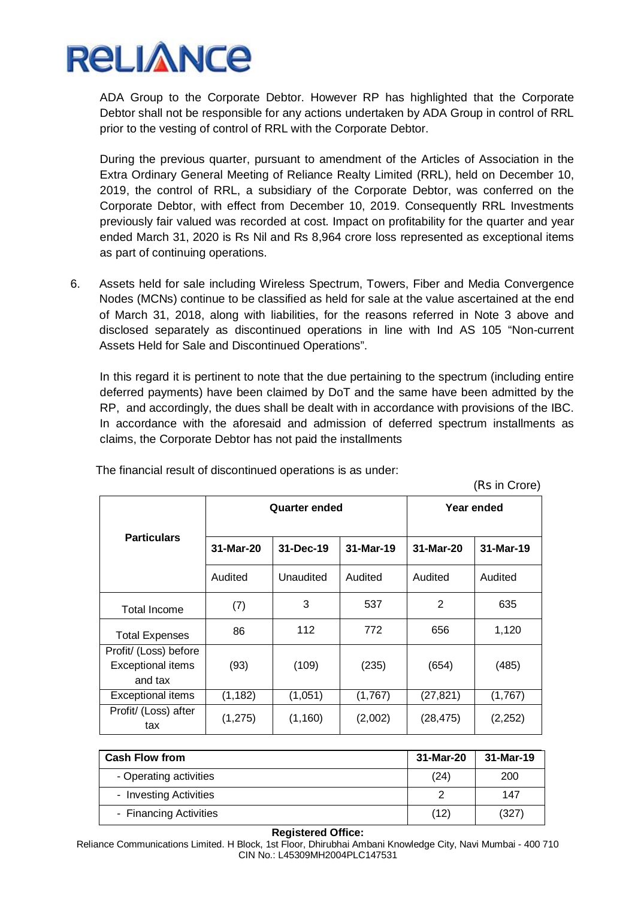ADA Group to the Corporate Debtor. However RP has highlighted that the Corporate Debtor shall not be responsible for any actions undertaken by ADA Group in control of RRL prior to the vesting of control of RRL with the Corporate Debtor.

During the previous quarter, pursuant to amendment of the Articles of Association in the Extra Ordinary General Meeting of Reliance Realty Limited (RRL), held on December 10, 2019, the control of RRL, a subsidiary of the Corporate Debtor, was conferred on the Corporate Debtor, with effect from December 10, 2019. Consequently RRL Investments previously fair valued was recorded at cost. Impact on profitability for the quarter and year ended March 31, 2020 is Rs Nil and Rs 8,964 crore loss represented as exceptional items as part of continuing operations.

6. Assets held for sale including Wireless Spectrum, Towers, Fiber and Media Convergence Nodes (MCNs) continue to be classified as held for sale at the value ascertained at the end of March 31, 2018, along with liabilities, for the reasons referred in Note 3 above and disclosed separately as discontinued operations in line with Ind AS 105 "Non-current Assets Held for Sale and Discontinued Operations".

   In this regard it is pertinent to note that the due pertaining to the spectrum (including entire deferred payments) have been claimed by DoT and the same have been admitted by the RP, and accordingly, the dues shall be dealt with in accordance with provisions of the IBC. In accordance with the aforesaid and admission of deferred spectrum installments as claims, the Corporate Debtor has not paid the installments

   The financial result of discontinued operations is as under:

(Rs in Crore)

| Particulars | Quarter ended | | | Year ended | |
|---|---|---|---|---|---|
| | 31-Mar-20 | 31-Dec-19 | 31-Mar-19 | 31-Mar-20 | 31-Mar-19 |
| | Audited | Unaudited | Audited | Audited | Audited |
| Total Income | (7) | 3 | 537 | 2 | 635 |
| Total Expenses | 86 | 112 | 772 | 656 | 1,120 |
| Profit/ (Loss) before Exceptional items and tax | (93) | (109) | (235) | (654) | (485) |
| Exceptional items | (1,182) | (1,051) | (1,767) | (27,821) | (1,767) |
| Profit/ (Loss) after tax | (1,275) | (1,160) | (2,002) | (28,475) | (2,252) |

| Cash Flow from | 31-Mar-20 | 31-Mar-19 |
|---|---|---|
| - Operating activities | (24) | 200 |
| - Investing Activities | 2 | 147 |
| - Financing Activities | (12) | (327) |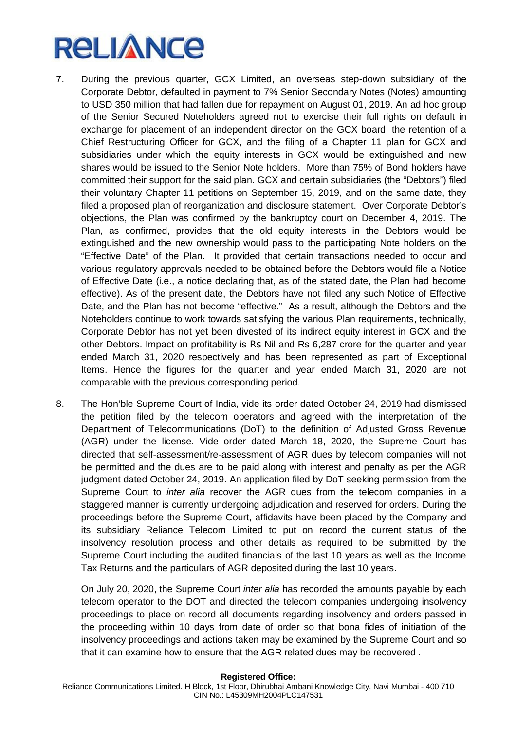7. During the previous quarter, GCX Limited, an overseas step-down subsidiary of the Corporate Debtor, defaulted in payment to 7% Senior Secondary Notes (Notes) amounting to USD 350 million that had fallen due for repayment on August 01, 2019. An ad hoc group of the Senior Secured Noteholders agreed not to exercise their full rights on default in exchange for placement of an independent director on the GCX board, the retention of a Chief Restructuring Officer for GCX, and the filing of a Chapter 11 plan for GCX and subsidiaries under which the equity interests in GCX would be extinguished and new shares would be issued to the Senior Note holders. More than 75% of Bond holders have committed their support for the said plan. GCX and certain subsidiaries (the "Debtors") filed their voluntary Chapter 11 petitions on September 15, 2019, and on the same date, they filed a proposed plan of reorganization and disclosure statement. Over Corporate Debtor's objections, the Plan was confirmed by the bankruptcy court on December 4, 2019. The Plan, as confirmed, provides that the old equity interests in the Debtors would be extinguished and the new ownership would pass to the participating Note holders on the "Effective Date" of the Plan. It provided that certain transactions needed to occur and various regulatory approvals needed to be obtained before the Debtors would file a Notice of Effective Date (i.e., a notice declaring that, as of the stated date, the Plan had become effective). As of the present date, the Debtors have not filed any such Notice of Effective Date, and the Plan has not become "effective." As a result, although the Debtors and the Noteholders continue to work towards satisfying the various Plan requirements, technically, Corporate Debtor has not yet been divested of its indirect equity interest in GCX and the other Debtors. Impact on profitability is Rs Nil and Rs 6,287 crore for the quarter and year ended March 31, 2020 respectively and has been represented as part of Exceptional Items. Hence the figures for the quarter and year ended March 31, 2020 are not comparable with the previous corresponding period.

8. The Hon'ble Supreme Court of India, vide its order dated October 24, 2019 had dismissed the petition filed by the telecom operators and agreed with the interpretation of the Department of Telecommunications (DoT) to the definition of Adjusted Gross Revenue (AGR) under the license. Vide order dated March 18, 2020, the Supreme Court has directed that self-assessment/re-assessment of AGR dues by telecom companies will not be permitted and the dues are to be paid along with interest and penalty as per the AGR judgment dated October 24, 2019. An application filed by DoT seeking permission from the Supreme Court to *inter alia* recover the AGR dues from the telecom companies in a staggered manner is currently undergoing adjudication and reserved for orders. During the proceedings before the Supreme Court, affidavits have been placed by the Company and its subsidiary Reliance Telecom Limited to put on record the current status of the insolvency resolution process and other details as required to be submitted by the Supreme Court including the audited financials of the last 10 years as well as the Income Tax Returns and the particulars of AGR deposited during the last 10 years.

   On July 20, 2020, the Supreme Court *inter alia* has recorded the amounts payable by each telecom operator to the DOT and directed the telecom companies undergoing insolvency proceedings to place on record all documents regarding insolvency and orders passed in the proceeding within 10 days from date of order so that bona fides of initiation of the insolvency proceedings and actions taken may be examined by the Supreme Court and so that it can examine how to ensure that the AGR related dues may be recovered .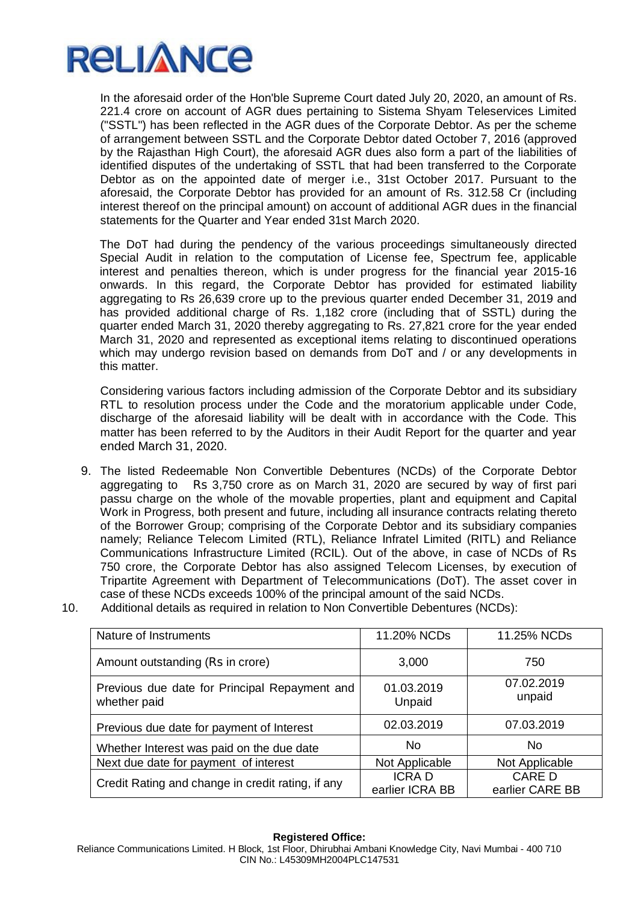In the aforesaid order of the Hon'ble Supreme Court dated July 20, 2020, an amount of Rs. 221.4 crore on account of AGR dues pertaining to Sistema Shyam Teleservices Limited ("SSTL") has been reflected in the AGR dues of the Corporate Debtor. As per the scheme of arrangement between SSTL and the Corporate Debtor dated October 7, 2016 (approved by the Rajasthan High Court), the aforesaid AGR dues also form a part of the liabilities of identified disputes of the undertaking of SSTL that had been transferred to the Corporate Debtor as on the appointed date of merger i.e., 31st October 2017. Pursuant to the aforesaid, the Corporate Debtor has provided for an amount of Rs. 312.58 Cr (including interest thereof on the principal amount) on account of additional AGR dues in the financial statements for the Quarter and Year ended 31st March 2020.

The DoT had during the pendency of the various proceedings simultaneously directed Special Audit in relation to the computation of License fee, Spectrum fee, applicable interest and penalties thereon, which is under progress for the financial year 2015-16 onwards. In this regard, the Corporate Debtor has provided for estimated liability aggregating to Rs 26,639 crore up to the previous quarter ended December 31, 2019 and has provided additional charge of Rs. 1,182 crore (including that of SSTL) during the quarter ended March 31, 2020 thereby aggregating to Rs. 27,821 crore for the year ended March 31, 2020 and represented as exceptional items relating to discontinued operations which may undergo revision based on demands from DoT and / or any developments in this matter.

Considering various factors including admission of the Corporate Debtor and its subsidiary RTL to resolution process under the Code and the moratorium applicable under Code, discharge of the aforesaid liability will be dealt with in accordance with the Code. This matter has been referred to by the Auditors in their Audit Report for the quarter and year ended March 31, 2020.

9. The listed Redeemable Non Convertible Debentures (NCDs) of the Corporate Debtor aggregating to Rs 3,750 crore as on March 31, 2020 are secured by way of first pari passu charge on the whole of the movable properties, plant and equipment and Capital Work in Progress, both present and future, including all insurance contracts relating thereto of the Borrower Group; comprising of the Corporate Debtor and its subsidiary companies namely; Reliance Telecom Limited (RTL), Reliance Infratel Limited (RITL) and Reliance Communications Infrastructure Limited (RCIL). Out of the above, in case of NCDs of Rs 750 crore, the Corporate Debtor has also assigned Telecom Licenses, by execution of Tripartite Agreement with Department of Telecommunications (DoT). The asset cover in case of these NCDs exceeds 100% of the principal amount of the said NCDs.

10. Additional details as required in relation to Non Convertible Debentures (NCDs):

| Nature of Instruments | 11.20% NCDs | 11.25% NCDs |
|---|---|---|
| Amount outstanding (Rs in crore) | 3,000 | 750 |
| Previous due date for Principal Repayment and whether paid | 01.03.2019 Unpaid | 07.02.2019 unpaid |
| Previous due date for payment of Interest | 02.03.2019 | 07.03.2019 |
| Whether Interest was paid on the due date | No | No |
| Next due date for payment of interest | Not Applicable | Not Applicable |
| Credit Rating and change in credit rating, if any | ICRA D earlier ICRA BB | CARE D earlier CARE BB |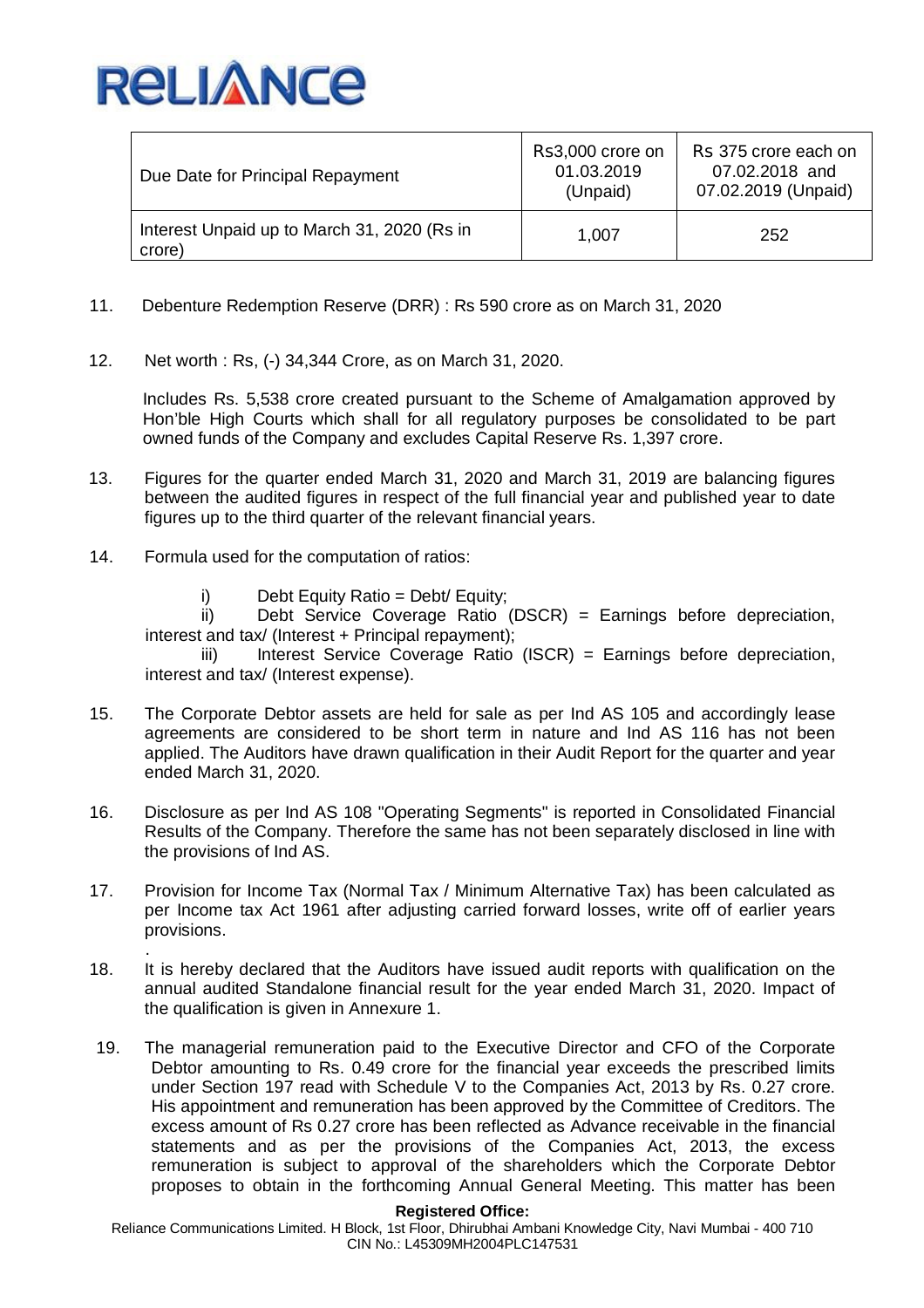| Due Date for Principal Repayment | Rs3,000 crore on 01.03.2019 (Unpaid) | Rs 375 crore each on 07.02.2018 and 07.02.2019 (Unpaid) |
|---|---|---|
| Interest Unpaid up to March 31, 2020 (Rs in crore) | 1,007 | 252 |

11. Debenture Redemption Reserve (DRR) : Rs 590 crore as on March 31, 2020

12. Net worth : Rs, (-) 34,344 Crore, as on March 31, 2020.

    Includes Rs. 5,538 crore created pursuant to the Scheme of Amalgamation approved by Hon'ble High Courts which shall for all regulatory purposes be consolidated to be part owned funds of the Company and excludes Capital Reserve Rs. 1,397 crore.

13. Figures for the quarter ended March 31, 2020 and March 31, 2019 are balancing figures between the audited figures in respect of the full financial year and published year to date figures up to the third quarter of the relevant financial years.

14. Formula used for the computation of ratios:

    i) Debt Equity Ratio = Debt/ Equity;

    ii) Debt Service Coverage Ratio (DSCR) = Earnings before depreciation, interest and tax/ (Interest + Principal repayment);

    iii) Interest Service Coverage Ratio (ISCR) = Earnings before depreciation, interest and tax/ (Interest expense).

15. The Corporate Debtor assets are held for sale as per Ind AS 105 and accordingly lease agreements are considered to be short term in nature and Ind AS 116 has not been applied. The Auditors have drawn qualification in their Audit Report for the quarter and year ended March 31, 2020.

16. Disclosure as per Ind AS 108 "Operating Segments" is reported in Consolidated Financial Results of the Company. Therefore the same has not been separately disclosed in line with the provisions of Ind AS.

17. Provision for Income Tax (Normal Tax / Minimum Alternative Tax) has been calculated as per Income tax Act 1961 after adjusting carried forward losses, write off of earlier years provisions.

18. It is hereby declared that the Auditors have issued audit reports with qualification on the annual audited Standalone financial result for the year ended March 31, 2020. Impact of the qualification is given in Annexure 1.

19. The managerial remuneration paid to the Executive Director and CFO of the Corporate Debtor amounting to Rs. 0.49 crore for the financial year exceeds the prescribed limits under Section 197 read with Schedule V to the Companies Act, 2013 by Rs. 0.27 crore. His appointment and remuneration has been approved by the Committee of Creditors. The excess amount of Rs 0.27 crore has been reflected as Advance receivable in the financial statements and as per the provisions of the Companies Act, 2013, the excess remuneration is subject to approval of the shareholders which the Corporate Debtor proposes to obtain in the forthcoming Annual General Meeting. This matter has been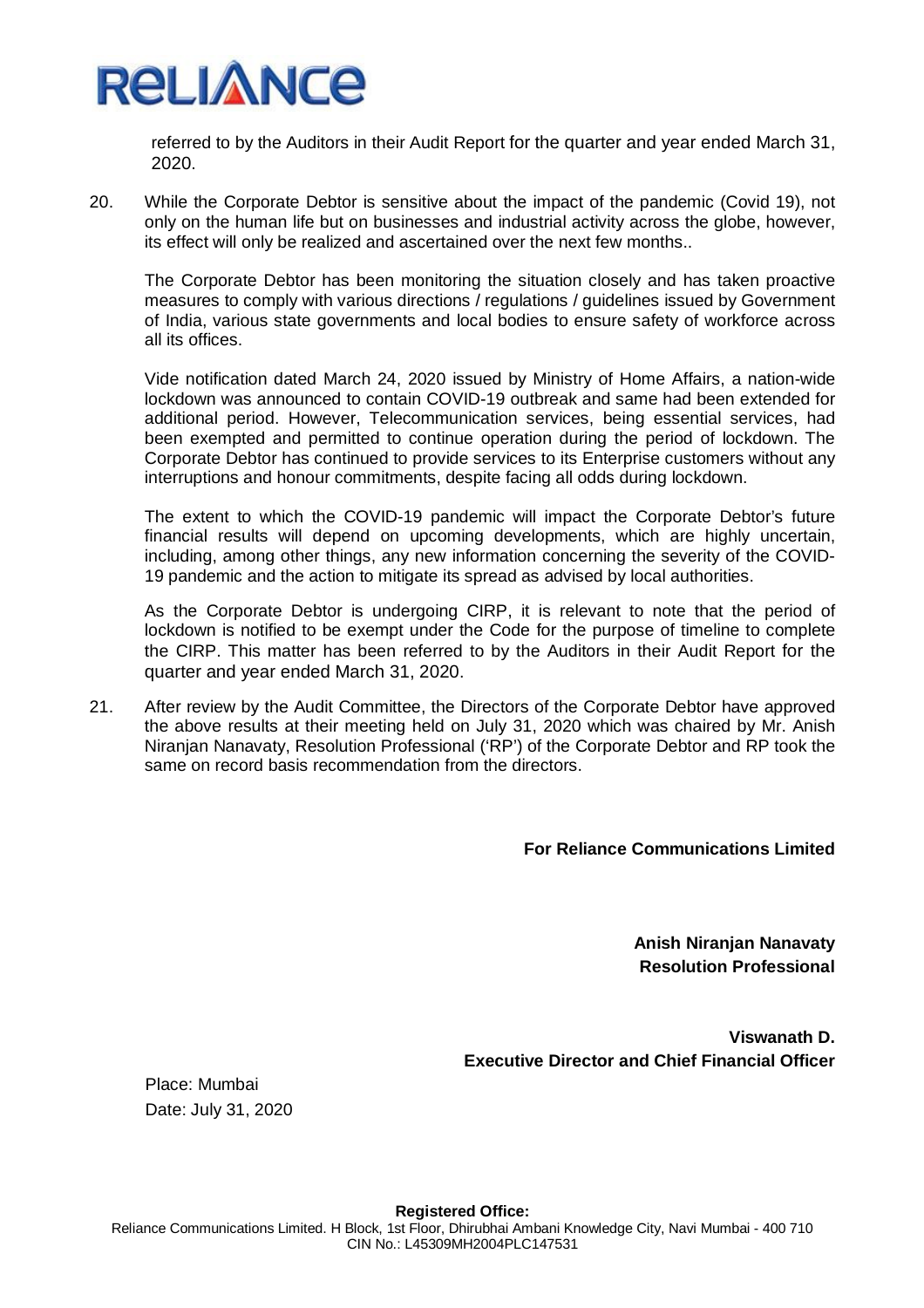referred to by the Auditors in their Audit Report for the quarter and year ended March 31, 2020.

20. While the Corporate Debtor is sensitive about the impact of the pandemic (Covid 19), not only on the human life but on businesses and industrial activity across the globe, however, its effect will only be realized and ascertained over the next few months..

    The Corporate Debtor has been monitoring the situation closely and has taken proactive measures to comply with various directions / regulations / guidelines issued by Government of India, various state governments and local bodies to ensure safety of workforce across all its offices.

    Vide notification dated March 24, 2020 issued by Ministry of Home Affairs, a nation-wide lockdown was announced to contain COVID-19 outbreak and same had been extended for additional period. However, Telecommunication services, being essential services, had been exempted and permitted to continue operation during the period of lockdown. The Corporate Debtor has continued to provide services to its Enterprise customers without any interruptions and honour commitments, despite facing all odds during lockdown.

    The extent to which the COVID-19 pandemic will impact the Corporate Debtor's future financial results will depend on upcoming developments, which are highly uncertain, including, among other things, any new information concerning the severity of the COVID-19 pandemic and the action to mitigate its spread as advised by local authorities.

    As the Corporate Debtor is undergoing CIRP, it is relevant to note that the period of lockdown is notified to be exempt under the Code for the purpose of timeline to complete the CIRP. This matter has been referred to by the Auditors in their Audit Report for the quarter and year ended March 31, 2020.

21. After review by the Audit Committee, the Directors of the Corporate Debtor have approved the above results at their meeting held on July 31, 2020 which was chaired by Mr. Anish Niranjan Nanavaty, Resolution Professional ('RP') of the Corporate Debtor and RP took the same on record basis recommendation from the directors.

**For Reliance Communications Limited**

**Anish Niranjan Nanavaty**
**Resolution Professional**

**Viswanath D.**
**Executive Director and Chief Financial Officer**

Place: Mumbai
Date: July 31, 2020

**Registered Office:**
Reliance Communications Limited. H Block, 1st Floor, Dhirubhai Ambani Knowledge City, Navi Mumbai - 400 710
CIN No.: L45309MH2004PLC147531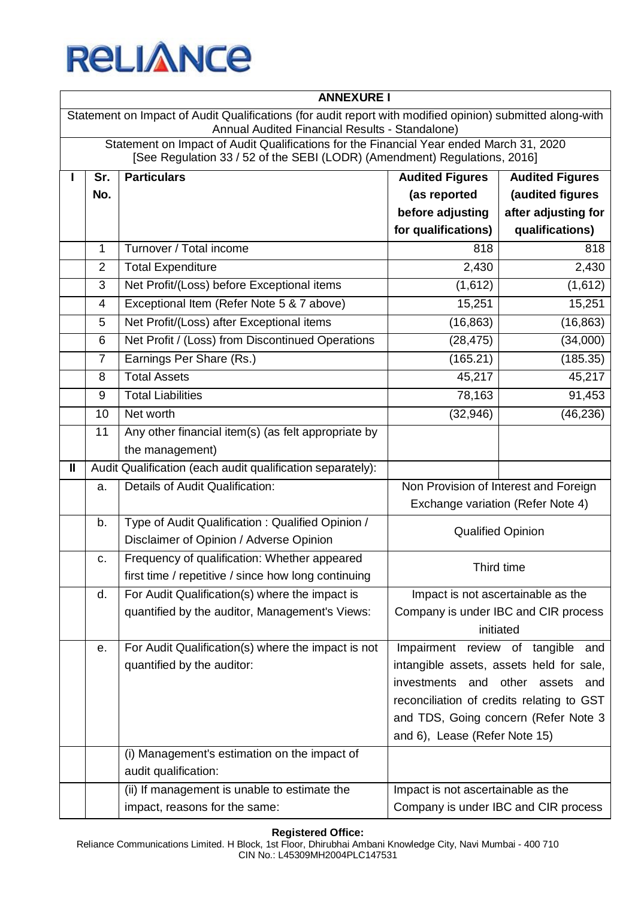RELIANCE

## ANNEXURE I

Statement on Impact of Audit Qualifications (for audit report with modified opinion) submitted along-with Annual Audited Financial Results - Standalone)

Statement on Impact of Audit Qualifications for the Financial Year ended March 31, 2020
[See Regulation 33 / 52 of the SEBI (LODR) (Amendment) Regulations, 2016]

| I | Sr. No. | Particulars | Audited Figures (as reported before adjusting for qualifications) | Audited Figures (audited figures after adjusting for qualifications) |
|---|---|---|---|---|
| | 1 | Turnover / Total income | 818 | 818 |
| | 2 | Total Expenditure | 2,430 | 2,430 |
| | 3 | Net Profit/(Loss) before Exceptional items | (1,612) | (1,612) |
| | 4 | Exceptional Item (Refer Note 5 & 7 above) | 15,251 | 15,251 |
| | 5 | Net Profit/(Loss) after Exceptional items | (16,863) | (16,863) |
| | 6 | Net Profit / (Loss) from Discontinued Operations | (28,475) | (34,000) |
| | 7 | Earnings Per Share (Rs.) | (165.21) | (185.35) |
| | 8 | Total Assets | 45,217 | 45,217 |
| | 9 | Total Liabilities | 78,163 | 91,453 |
| | 10 | Net worth | (32,946) | (46,236) |
| | 11 | Any other financial item(s) (as felt appropriate by the management) | | |
| II | Audit Qualification (each audit qualification separately): | | | |
| | a. | Details of Audit Qualification: | Non Provision of Interest and Foreign Exchange variation (Refer Note 4) | |
| | b. | Type of Audit Qualification : Qualified Opinion / Disclaimer of Opinion / Adverse Opinion | Qualified Opinion | |
| | c. | Frequency of qualification: Whether appeared first time / repetitive / since how long continuing | Third time | |
| | d. | For Audit Qualification(s) where the impact is quantified by the auditor, Management's Views: | Impact is not ascertainable as the Company is under IBC and CIR process initiated | |
| | e. | For Audit Qualification(s) where the impact is not quantified by the auditor: | Impairment review of tangible and intangible assets, assets held for sale, investments and other assets and reconciliation of credits relating to GST and TDS, Going concern (Refer Note 3 and 6), Lease (Refer Note 15) | |
| | | (i) Management's estimation on the impact of audit qualification: | | |
| | | (ii) If management is unable to estimate the impact, reasons for the same: | Impact is not ascertainable as the Company is under IBC and CIR process | |

**Registered Office:**
Reliance Communications Limited. H Block, 1st Floor, Dhirubhai Ambani Knowledge City, Navi Mumbai - 400 710
CIN No.: L45309MH2004PLC147531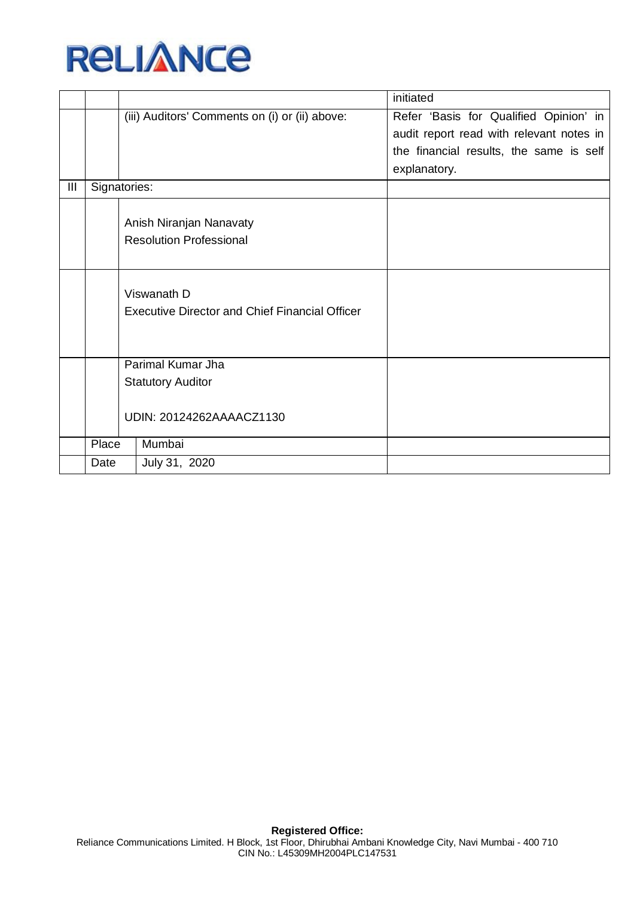RELIANCE

| | | | |
|---|---|---|---|
| | | | initiated |
| | | (iii) Auditors' Comments on (i) or (ii) above: | Refer 'Basis for Qualified Opinion' in audit report read with relevant notes in the financial results, the same is self explanatory. |
| III | Signatories: | | |
| | | Anish Niranjan Nanavaty<br>Resolution Professional | |
| | | Viswanath D<br>Executive Director and Chief Financial Officer | |
| | | Parimal Kumar Jha<br>Statutory Auditor<br><br>UDIN: 20124262AAAACZ1130 | |
| | Place | Mumbai | |
| | Date | July 31, 2020 | |

**Registered Office:**
Reliance Communications Limited. H Block, 1st Floor, Dhirubhai Ambani Knowledge City, Navi Mumbai - 400 710
CIN No.: L45309MH2004PLC147531